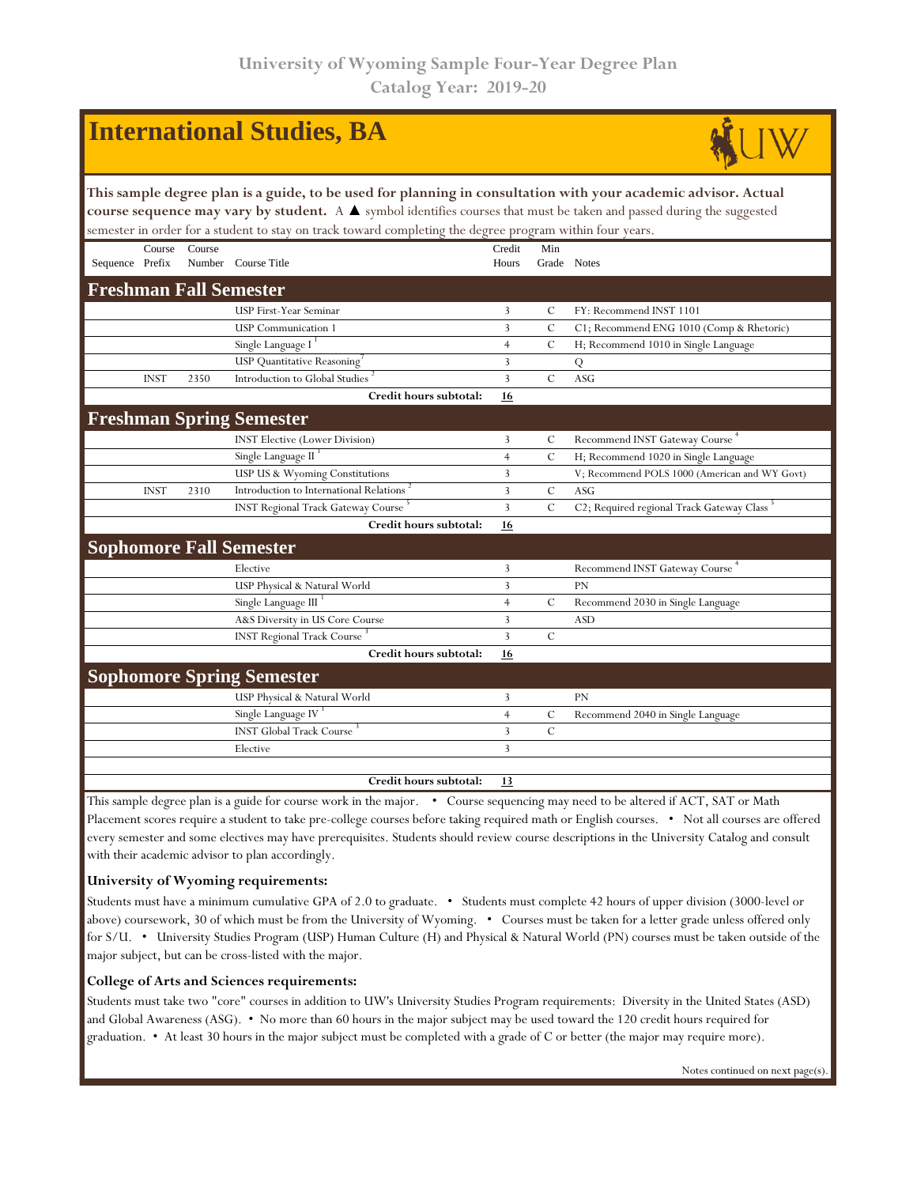University of Wyoming Sample Four-Year Degree Plan
Catalog Year: 2019-20

# International Studies, BA

**This sample degree plan is a guide, to be used for planning in consultation with your academic advisor. Actual course sequence may vary by student.** A ▲ symbol identifies courses that must be taken and passed during the suggested semester in order for a student to stay on track toward completing the degree program within four years.

| Sequence | Course Prefix | Course Number | Course Title | Credit Hours | Min Grade | Notes |
|---|---|---|---|---|---|---|
| **Freshman Fall Semester** | | | | | | |
| | | | USP First-Year Seminar | 3 | C | FY: Recommend INST 1101 |
| | | | USP Communication 1 | 3 | C | C1; Recommend ENG 1010 (Comp & Rhetoric) |
| | | | Single Language I [1] | 4 | C | H; Recommend 1010 in Single Language |
| | | | USP Quantitative Reasoning [7] | 3 | | Q |
| | INST | 2350 | Introduction to Global Studies [2] | 3 | C | ASG |
| | | | **Credit hours subtotal:** | **16** | | |
| **Freshman Spring Semester** | | | | | | |
| | | | INST Elective (Lower Division) | 3 | C | Recommend INST Gateway Course [4] |
| | | | Single Language II [1] | 4 | C | H; Recommend 1020 in Single Language |
| | | | USP US & Wyoming Constitutions | 3 | | V; Recommend POLS 1000 (American and WY Govt) |
| | INST | 2310 | Introduction to International Relations [2] | 3 | C | ASG |
| | | | INST Regional Track Gateway Course [5] | 3 | C | C2; Required regional Track Gateway Class [5] |
| | | | **Credit hours subtotal:** | **16** | | |
| **Sophomore Fall Semester** | | | | | | |
| | | | Elective | 3 | | Recommend INST Gateway Course [4] |
| | | | USP Physical & Natural World | 3 | | PN |
| | | | Single Language III [1] | 4 | C | Recommend 2030 in Single Language |
| | | | A&S Diversity in US Core Course | 3 | | ASD |
| | | | INST Regional Track Course [3] | 3 | C | |
| | | | **Credit hours subtotal:** | **16** | | |
| **Sophomore Spring Semester** | | | | | | |
| | | | USP Physical & Natural World | 3 | | PN |
| | | | Single Language IV [1] | 4 | C | Recommend 2040 in Single Language |
| | | | INST Global Track Course [3] | 3 | C | |
| | | | Elective | 3 | | |
| | | | | | | |
| | | | **Credit hours subtotal:** | **13** | | |

This sample degree plan is a guide for course work in the major. • Course sequencing may need to be altered if ACT, SAT or Math Placement scores require a student to take pre-college courses before taking required math or English courses. • Not all courses are offered every semester and some electives may have prerequisites. Students should review course descriptions in the University Catalog and consult with their academic advisor to plan accordingly.

### University of Wyoming requirements:

Students must have a minimum cumulative GPA of 2.0 to graduate. • Students must complete 42 hours of upper division (3000-level or above) coursework, 30 of which must be from the University of Wyoming. • Courses must be taken for a letter grade unless offered only for S/U. • University Studies Program (USP) Human Culture (H) and Physical & Natural World (PN) courses must be taken outside of the major subject, but can be cross-listed with the major.

### College of Arts and Sciences requirements:

Students must take two "core" courses in addition to UW's University Studies Program requirements: Diversity in the United States (ASD) and Global Awareness (ASG). • No more than 60 hours in the major subject may be used toward the 120 credit hours required for graduation. • At least 30 hours in the major subject must be completed with a grade of C or better (the major may require more).

Notes continued on next page(s).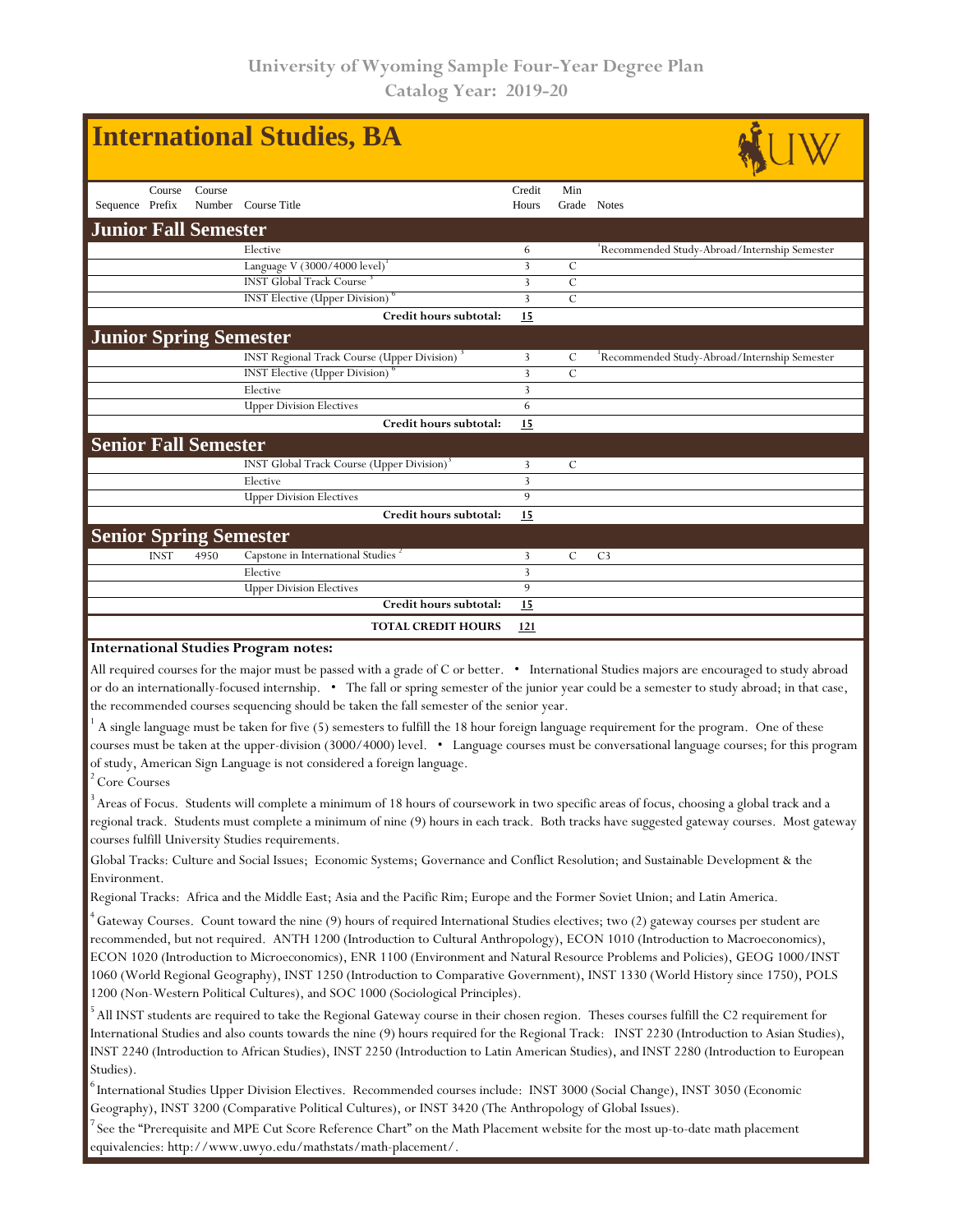University of Wyoming Sample Four-Year Degree Plan
Catalog Year: 2019-20

# International Studies, BA

| Sequence | Course Prefix | Course Number | Course Title | Credit Hours | Min Grade | Notes |
|---|---|---|---|---|---|---|
| **Junior Fall Semester** | | | | | | |
| | | | Elective | 6 | | [1]Recommended Study-Abroad/Internship Semester |
| | | | Language V (3000/4000 level)[1] | 3 | C | |
| | | | INST Global Track Course[3] | 3 | C | |
| | | | INST Elective (Upper Division)[6] | 3 | C | |
| | | | **Credit hours subtotal:** | **15** | | |
| **Junior Spring Semester** | | | | | | |
| | | | INST Regional Track Course (Upper Division)[3] | 3 | C | [1]Recommended Study-Abroad/Internship Semester |
| | | | INST Elective (Upper Division)[6] | 3 | C | |
| | | | Elective | 3 | | |
| | | | Upper Division Electives | 6 | | |
| | | | **Credit hours subtotal:** | **15** | | |
| **Senior Fall Semester** | | | | | | |
| | | | INST Global Track Course (Upper Division)[3] | 3 | C | |
| | | | Elective | 3 | | |
| | | | Upper Division Electives | 9 | | |
| | | | **Credit hours subtotal:** | **15** | | |
| **Senior Spring Semester** | | | | | | |
| | INST | 4950 | Capstone in International Studies[2] | 3 | C | C3 |
| | | | Elective | 3 | | |
| | | | Upper Division Electives | 9 | | |
| | | | **Credit hours subtotal:** | **15** | | |
| | | | **TOTAL CREDIT HOURS** | **121** | | |

**International Studies Program notes:**

All required courses for the major must be passed with a grade of C or better. • International Studies majors are encouraged to study abroad or do an internationally-focused internship. • The fall or spring semester of the junior year could be a semester to study abroad; in that case, the recommended courses sequencing should be taken the fall semester of the senior year.

[1] A single language must be taken for five (5) semesters to fulfill the 18 hour foreign language requirement for the program. One of these courses must be taken at the upper-division (3000/4000) level. • Language courses must be conversational language courses; for this program of study, American Sign Language is not considered a foreign language.

[2] Core Courses

[3] Areas of Focus. Students will complete a minimum of 18 hours of coursework in two specific areas of focus, choosing a global track and a regional track. Students must complete a minimum of nine (9) hours in each track. Both tracks have suggested gateway courses. Most gateway courses fulfill University Studies requirements.

Global Tracks: Culture and Social Issues; Economic Systems; Governance and Conflict Resolution; and Sustainable Development & the Environment.

Regional Tracks: Africa and the Middle East; Asia and the Pacific Rim; Europe and the Former Soviet Union; and Latin America.

[4] Gateway Courses. Count toward the nine (9) hours of required International Studies electives; two (2) gateway courses per student are recommended, but not required. ANTH 1200 (Introduction to Cultural Anthropology), ECON 1010 (Introduction to Macroeconomics), ECON 1020 (Introduction to Microeconomics), ENR 1100 (Environment and Natural Resource Problems and Policies), GEOG 1000/INST 1060 (World Regional Geography), INST 1250 (Introduction to Comparative Government), INST 1330 (World History since 1750), POLS 1200 (Non-Western Political Cultures), and SOC 1000 (Sociological Principles).

[5] All INST students are required to take the Regional Gateway course in their chosen region. Theses courses fulfill the C2 requirement for International Studies and also counts towards the nine (9) hours required for the Regional Track: INST 2230 (Introduction to Asian Studies), INST 2240 (Introduction to African Studies), INST 2250 (Introduction to Latin American Studies), and INST 2280 (Introduction to European Studies).

[6] International Studies Upper Division Electives. Recommended courses include: INST 3000 (Social Change), INST 3050 (Economic Geography), INST 3200 (Comparative Political Cultures), or INST 3420 (The Anthropology of Global Issues).

[7] See the "Prerequisite and MPE Cut Score Reference Chart" on the Math Placement website for the most up-to-date math placement equivalencies: http://www.uwyo.edu/mathstats/math-placement/.